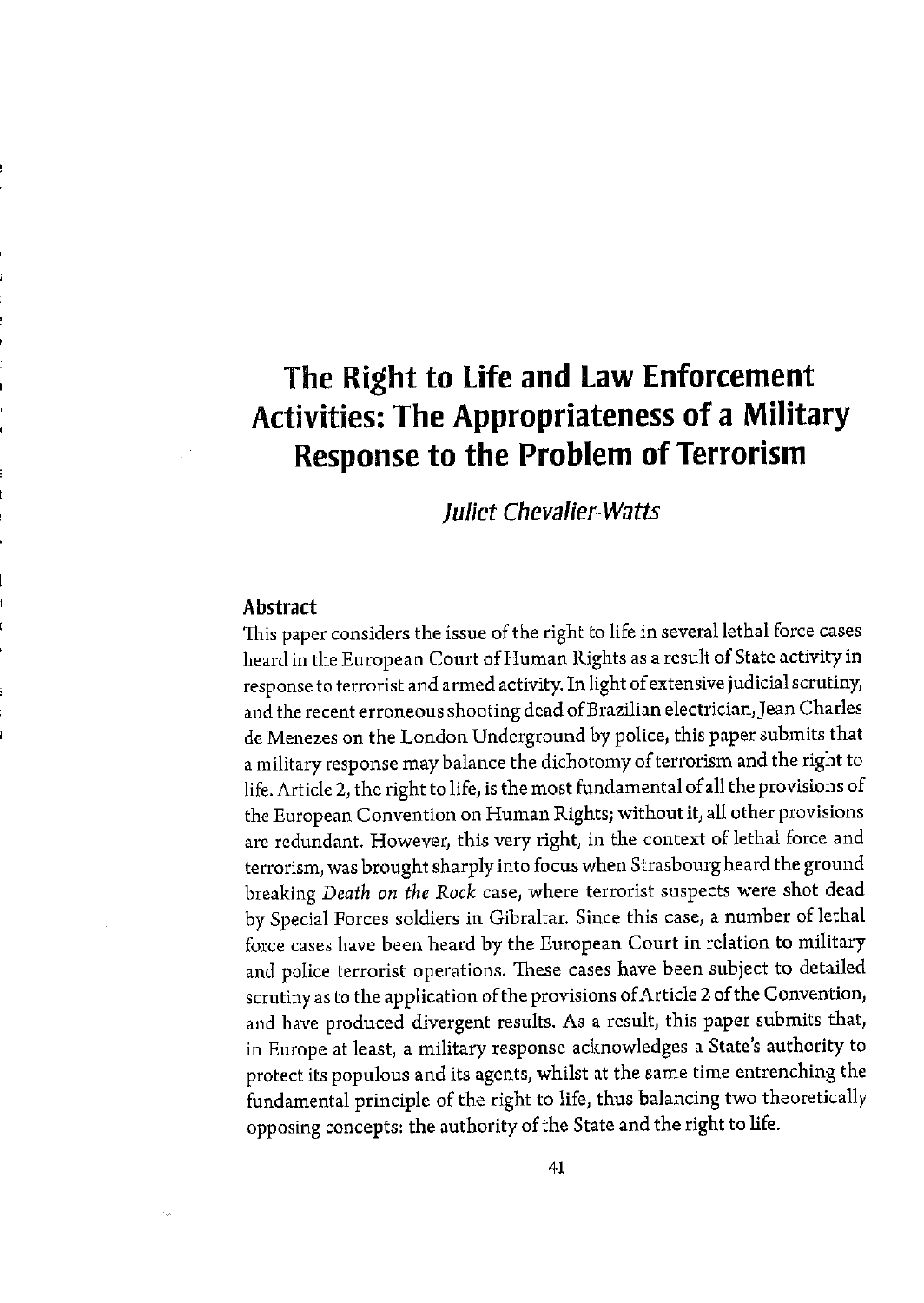# The Right to Life and Law Enforcement Activities: The Appropriateness of a Military Response to the Problem of Terrorism

*Juliet Chevalier-Watts*

## Abstract

This paper considers the issue of the right to life in several lethal force cases heard in the European Court of Human Rights as a result of State activity in response to terrorist and armed activity. In light of extensive judicial scrutiny, and the recent erroneous shooting dead of Brazilian electrician, Jean Charles de Menezes on the London Underground by police, this paper submits that a military response may balance the dichotomy of terrorism and the right to life. Article 2, the right to life, is the most fundamental of all the provisions of the European Convention on Human Rights; without it, all other provisions are redundant. However, this very right, in the context of lethal force and terrorism, was brought sharply into focus when Strasbourg heard the ground breaking *Death on the Rock* case, where terrorist suspects were shot dead by Special Forces soldiers in Gibraltar. Since this case, a number of lethal force cases have been heard by the European Court in relation to military and police terrorist operations. These cases have been subject to detailed scrutiny as to the application of the provisions of Article 2 of the Convention, and have produced divergent results. As a result, this paper submits that, in Europe at least, a military response acknowledges a State's authority to protect its populous and its agents, whilst at the same time entrenching the fundamental principle of the right to life, thus balancing two theoretically opposing concepts: the authority of the State and the right to life.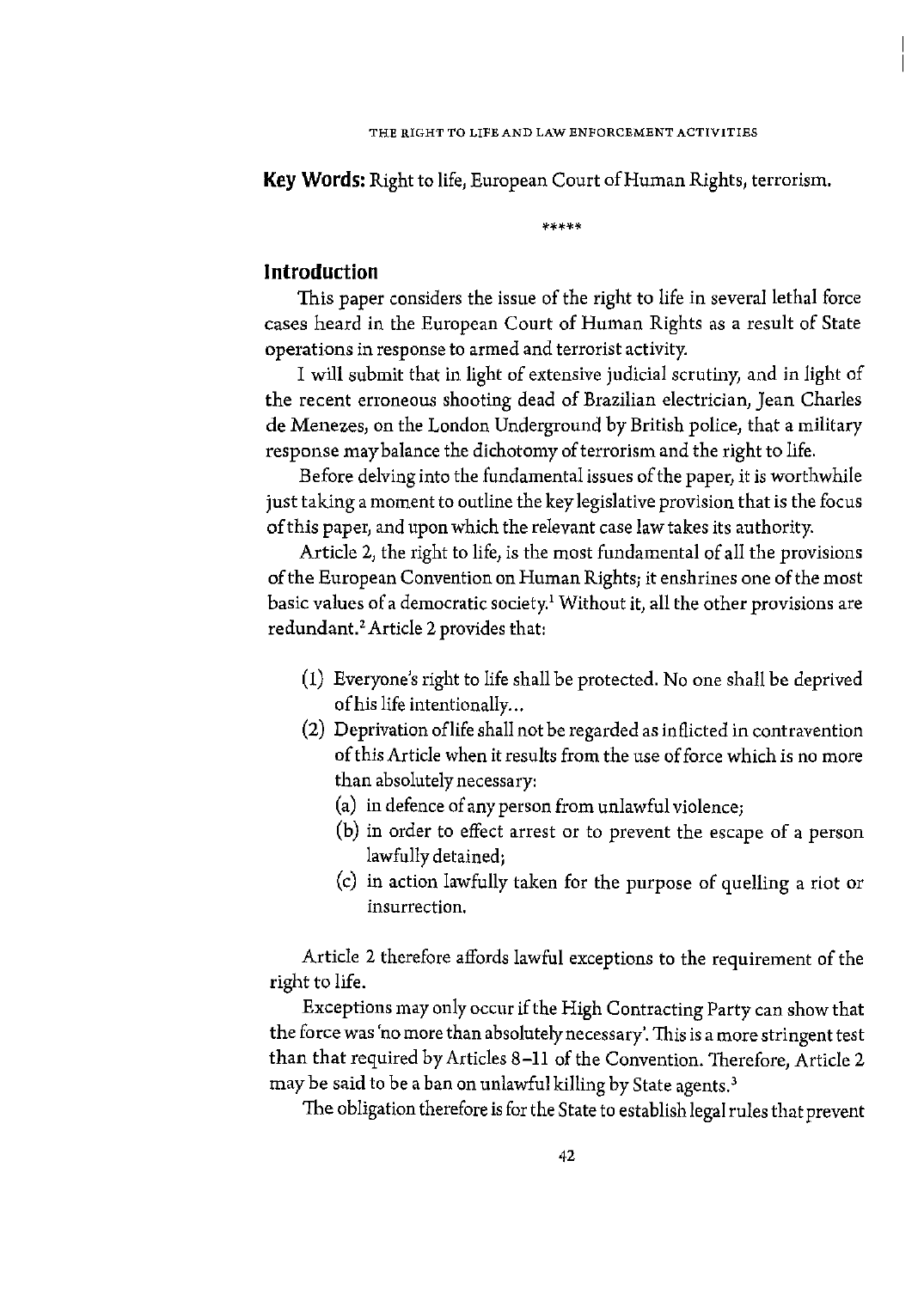**Key Words:** Right to life, European Court of Human Rights, terrorism.

*****

## Introduction

This paper considers the issue of the right to life in several lethal force cases heard in the European Court of Human Rights as a result of State operations in response to armed and terrorist activity.

I will submit that in light of extensive judicial scrutiny, and in light of the recent erroneous shooting dead of Brazilian electrician, Jean Charles de Menezes, on the London Underground by British police, that a military response may balance the dichotomy of terrorism and the right to life.

Before delving into the fundamental issues of the paper, it is worthwhile just taking a moment to outline the key legislative provision that is the focus of this paper, and upon which the relevant case law takes its authority.

Article 2, the right to life, is the most fundamental of all the provisions of the European Convention on Human Rights; it enshrines one of the most basic values of a democratic society.[1] Without it, all the other provisions are redundant.[2] Article 2 provides that:

> (1) Everyone's right to life shall be protected. No one shall be deprived of his life intentionally...
>
> (2) Deprivation of life shall not be regarded as inflicted in contravention of this Article when it results from the use of force which is no more than absolutely necessary:
>
> (a) in defence of any person from unlawful violence;
>
> (b) in order to effect arrest or to prevent the escape of a person lawfully detained;
>
> (c) in action lawfully taken for the purpose of quelling a riot or insurrection.

Article 2 therefore affords lawful exceptions to the requirement of the right to life.

Exceptions may only occur if the High Contracting Party can show that the force was 'no more than absolutely necessary'. This is a more stringent test than that required by Articles 8–11 of the Convention. Therefore, Article 2 may be said to be a ban on unlawful killing by State agents.[3]

The obligation therefore is for the State to establish legal rules that prevent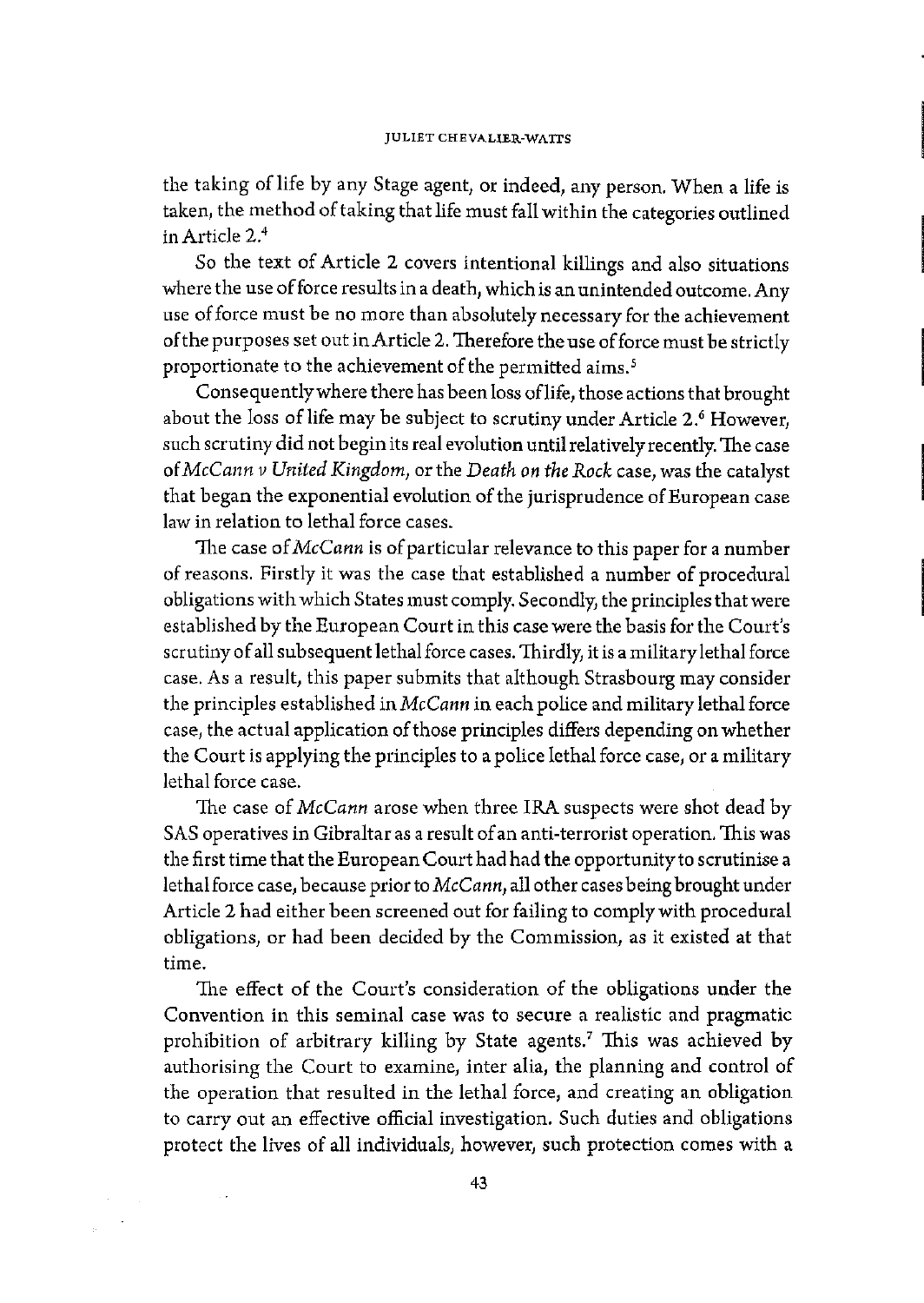the taking of life by any Stage agent, or indeed, any person. When a life is taken, the method of taking that life must fall within the categories outlined in Article 2.[4]

So the text of Article 2 covers intentional killings and also situations where the use of force results in a death, which is an unintended outcome. Any use of force must be no more than absolutely necessary for the achievement of the purposes set out in Article 2. Therefore the use of force must be strictly proportionate to the achievement of the permitted aims.[5]

Consequently where there has been loss of life, those actions that brought about the loss of life may be subject to scrutiny under Article 2.[6] However, such scrutiny did not begin its real evolution until relatively recently. The case of *McCann v United Kingdom*, or the *Death on the Rock* case, was the catalyst that began the exponential evolution of the jurisprudence of European case law in relation to lethal force cases.

The case of *McCann* is of particular relevance to this paper for a number of reasons. Firstly it was the case that established a number of procedural obligations with which States must comply. Secondly, the principles that were established by the European Court in this case were the basis for the Court's scrutiny of all subsequent lethal force cases. Thirdly, it is a military lethal force case. As a result, this paper submits that although Strasbourg may consider the principles established in *McCann* in each police and military lethal force case, the actual application of those principles differs depending on whether the Court is applying the principles to a police lethal force case, or a military lethal force case.

The case of *McCann* arose when three IRA suspects were shot dead by SAS operatives in Gibraltar as a result of an anti-terrorist operation. This was the first time that the European Court had had the opportunity to scrutinise a lethal force case, because prior to *McCann*, all other cases being brought under Article 2 had either been screened out for failing to comply with procedural obligations, or had been decided by the Commission, as it existed at that time.

The effect of the Court's consideration of the obligations under the Convention in this seminal case was to secure a realistic and pragmatic prohibition of arbitrary killing by State agents.[7] This was achieved by authorising the Court to examine, inter alia, the planning and control of the operation that resulted in the lethal force, and creating an obligation to carry out an effective official investigation. Such duties and obligations protect the lives of all individuals, however, such protection comes with a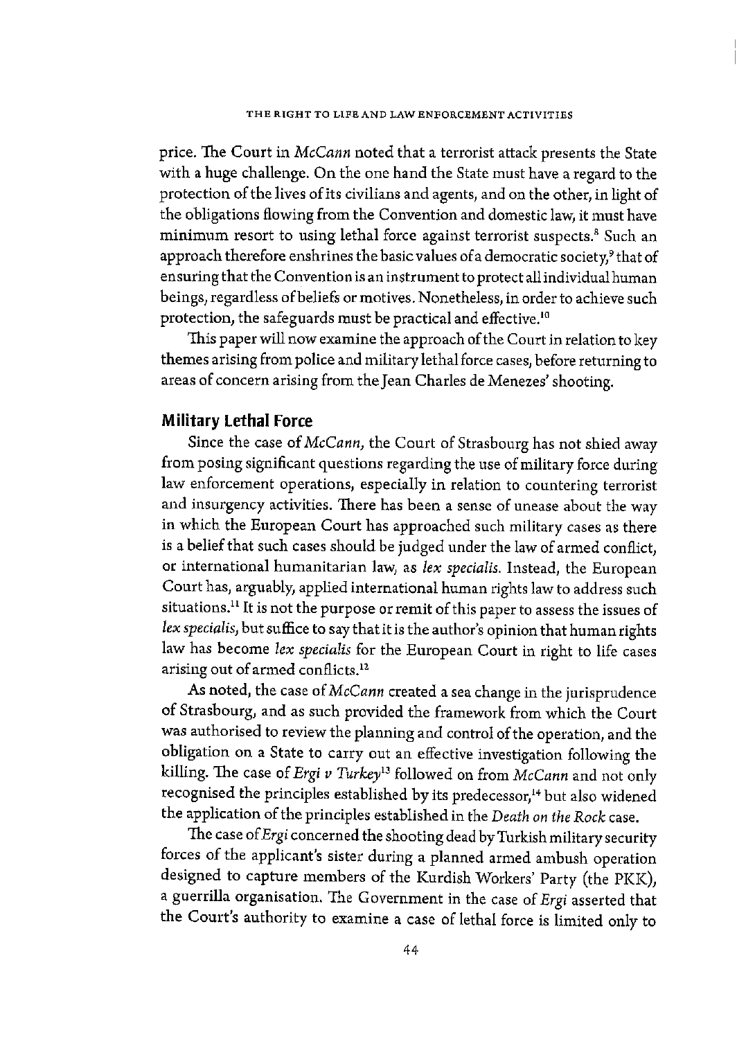price. The Court in *McCann* noted that a terrorist attack presents the State with a huge challenge. On the one hand the State must have a regard to the protection of the lives of its civilians and agents, and on the other, in light of the obligations flowing from the Convention and domestic law, it must have minimum resort to using lethal force against terrorist suspects.[8] Such an approach therefore enshrines the basic values of a democratic society,[9] that of ensuring that the Convention is an instrument to protect all individual human beings, regardless of beliefs or motives. Nonetheless, in order to achieve such protection, the safeguards must be practical and effective.[10]

This paper will now examine the approach of the Court in relation to key themes arising from police and military lethal force cases, before returning to areas of concern arising from the Jean Charles de Menezes' shooting.

## Military Lethal Force

Since the case of *McCann*, the Court of Strasbourg has not shied away from posing significant questions regarding the use of military force during law enforcement operations, especially in relation to countering terrorist and insurgency activities. There has been a sense of unease about the way in which the European Court has approached such military cases as there is a belief that such cases should be judged under the law of armed conflict, or international humanitarian law, as *lex specialis*. Instead, the European Court has, arguably, applied international human rights law to address such situations.[11] It is not the purpose or remit of this paper to assess the issues of *lex specialis*, but suffice to say that it is the author's opinion that human rights law has become *lex specialis* for the European Court in right to life cases arising out of armed conflicts.[12]

As noted, the case of *McCann* created a sea change in the jurisprudence of Strasbourg, and as such provided the framework from which the Court was authorised to review the planning and control of the operation, and the obligation on a State to carry out an effective investigation following the killing. The case of *Ergi v Turkey*[13] followed on from *McCann* and not only recognised the principles established by its predecessor,[14] but also widened the application of the principles established in the *Death on the Rock* case.

The case of *Ergi* concerned the shooting dead by Turkish military security forces of the applicant's sister during a planned armed ambush operation designed to capture members of the Kurdish Workers' Party (the PKK), a guerrilla organisation. The Government in the case of *Ergi* asserted that the Court's authority to examine a case of lethal force is limited only to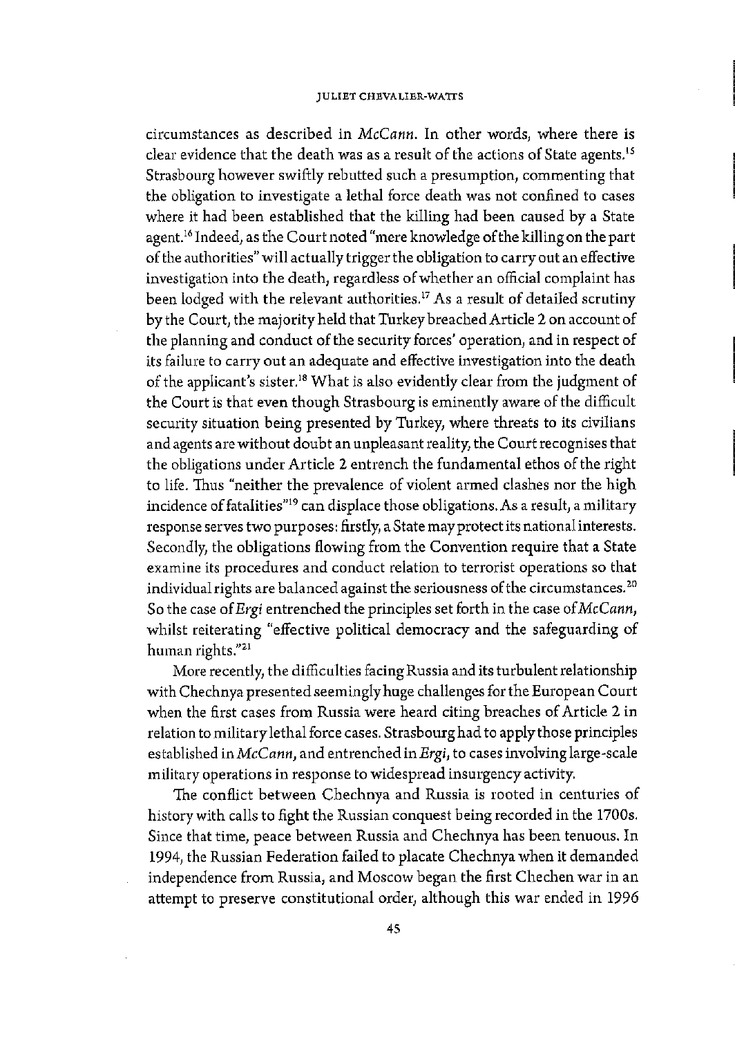circumstances as described in *McCann*. In other words, where there is clear evidence that the death was as a result of the actions of State agents.[15] Strasbourg however swiftly rebutted such a presumption, commenting that the obligation to investigate a lethal force death was not confined to cases where it had been established that the killing had been caused by a State agent.[16] Indeed, as the Court noted "mere knowledge of the killing on the part of the authorities" will actually trigger the obligation to carry out an effective investigation into the death, regardless of whether an official complaint has been lodged with the relevant authorities.[17] As a result of detailed scrutiny by the Court, the majority held that Turkey breached Article 2 on account of the planning and conduct of the security forces' operation, and in respect of its failure to carry out an adequate and effective investigation into the death of the applicant's sister.[18] What is also evidently clear from the judgment of the Court is that even though Strasbourg is eminently aware of the difficult security situation being presented by Turkey, where threats to its civilians and agents are without doubt an unpleasant reality, the Court recognises that the obligations under Article 2 entrench the fundamental ethos of the right to life. Thus "neither the prevalence of violent armed clashes nor the high incidence of fatalities"[19] can displace those obligations. As a result, a military response serves two purposes: firstly, a State may protect its national interests. Secondly, the obligations flowing from the Convention require that a State examine its procedures and conduct relation to terrorist operations so that individual rights are balanced against the seriousness of the circumstances.[20] So the case of *Ergi* entrenched the principles set forth in the case of *McCann*, whilst reiterating "effective political democracy and the safeguarding of human rights."[21]

More recently, the difficulties facing Russia and its turbulent relationship with Chechnya presented seemingly huge challenges for the European Court when the first cases from Russia were heard citing breaches of Article 2 in relation to military lethal force cases. Strasbourg had to apply those principles established in *McCann*, and entrenched in *Ergi*, to cases involving large-scale military operations in response to widespread insurgency activity.

The conflict between Chechnya and Russia is rooted in centuries of history with calls to fight the Russian conquest being recorded in the 1700s. Since that time, peace between Russia and Chechnya has been tenuous. In 1994, the Russian Federation failed to placate Chechnya when it demanded independence from Russia, and Moscow began the first Chechen war in an attempt to preserve constitutional order, although this war ended in 1996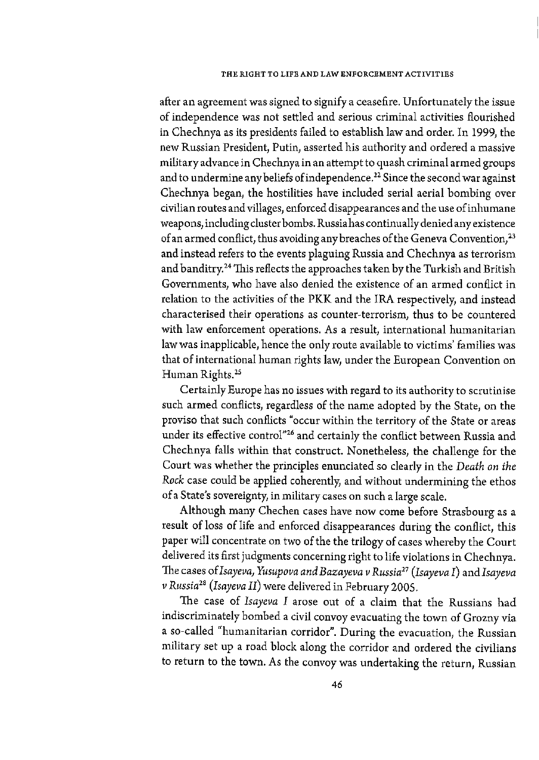after an agreement was signed to signify a ceasefire. Unfortunately the issue of independence was not settled and serious criminal activities flourished in Chechnya as its presidents failed to establish law and order. In 1999, the new Russian President, Putin, asserted his authority and ordered a massive military advance in Chechnya in an attempt to quash criminal armed groups and to undermine any beliefs of independence.[22] Since the second war against Chechnya began, the hostilities have included serial aerial bombing over civilian routes and villages, enforced disappearances and the use of inhumane weapons, including cluster bombs. Russia has continually denied any existence of an armed conflict, thus avoiding any breaches of the Geneva Convention,[23] and instead refers to the events plaguing Russia and Chechnya as terrorism and banditry.[24] This reflects the approaches taken by the Turkish and British Governments, who have also denied the existence of an armed conflict in relation to the activities of the PKK and the IRA respectively, and instead characterised their operations as counter-terrorism, thus to be countered with law enforcement operations. As a result, international humanitarian law was inapplicable, hence the only route available to victims' families was that of international human rights law, under the European Convention on Human Rights.[25]

Certainly Europe has no issues with regard to its authority to scrutinise such armed conflicts, regardless of the name adopted by the State, on the proviso that such conflicts "occur within the territory of the State or areas under its effective control"[26] and certainly the conflict between Russia and Chechnya falls within that construct. Nonetheless, the challenge for the Court was whether the principles enunciated so clearly in the *Death on the Rock* case could be applied coherently, and without undermining the ethos of a State's sovereignty, in military cases on such a large scale.

Although many Chechen cases have now come before Strasbourg as a result of loss of life and enforced disappearances during the conflict, this paper will concentrate on two of the the trilogy of cases whereby the Court delivered its first judgments concerning right to life violations in Chechnya. The cases of *Isayeva, Yusupova and Bazayeva v Russia*[27] (*Isayeva I*) and *Isayeva v Russia*[28] (*Isayeva II*) were delivered in February 2005.

The case of *Isayeva I* arose out of a claim that the Russians had indiscriminately bombed a civil convoy evacuating the town of Grozny via a so-called "humanitarian corridor". During the evacuation, the Russian military set up a road block along the corridor and ordered the civilians to return to the town. As the convoy was undertaking the return, Russian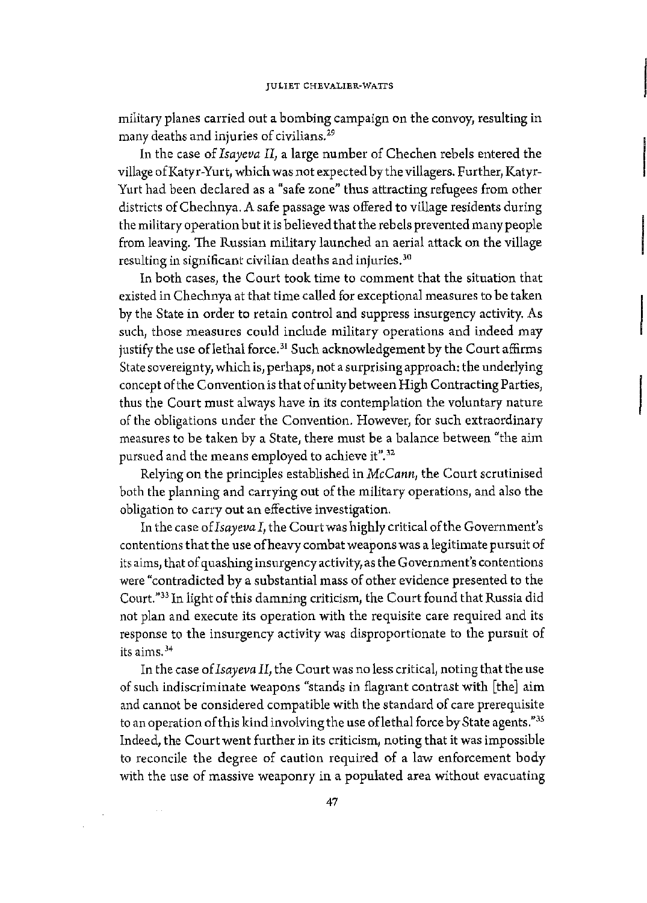military planes carried out a bombing campaign on the convoy, resulting in many deaths and injuries of civilians.[29]

In the case of *Isayeva II*, a large number of Chechen rebels entered the village of Katyr-Yurt, which was not expected by the villagers. Further, Katyr-Yurt had been declared as a "safe zone" thus attracting refugees from other districts of Chechnya. A safe passage was offered to village residents during the military operation but it is believed that the rebels prevented many people from leaving. The Russian military launched an aerial attack on the village resulting in significant civilian deaths and injuries.[30]

In both cases, the Court took time to comment that the situation that existed in Chechnya at that time called for exceptional measures to be taken by the State in order to retain control and suppress insurgency activity. As such, those measures could include military operations and indeed may justify the use of lethal force.[31] Such acknowledgement by the Court affirms State sovereignty, which is, perhaps, not a surprising approach: the underlying concept of the Convention is that of unity between High Contracting Parties, thus the Court must always have in its contemplation the voluntary nature of the obligations under the Convention. However, for such extraordinary measures to be taken by a State, there must be a balance between "the aim pursued and the means employed to achieve it".[32]

Relying on the principles established in *McCann*, the Court scrutinised both the planning and carrying out of the military operations, and also the obligation to carry out an effective investigation.

In the case of *Isayeva I*, the Court was highly critical of the Government's contentions that the use of heavy combat weapons was a legitimate pursuit of its aims, that of quashing insurgency activity, as the Government's contentions were "contradicted by a substantial mass of other evidence presented to the Court."[33] In light of this damning criticism, the Court found that Russia did not plan and execute its operation with the requisite care required and its response to the insurgency activity was disproportionate to the pursuit of its aims.[34]

In the case of *Isayeva II*, the Court was no less critical, noting that the use of such indiscriminate weapons "stands in flagrant contrast with [the] aim and cannot be considered compatible with the standard of care prerequisite to an operation of this kind involving the use of lethal force by State agents."[35] Indeed, the Court went further in its criticism, noting that it was impossible to reconcile the degree of caution required of a law enforcement body with the use of massive weaponry in a populated area without evacuating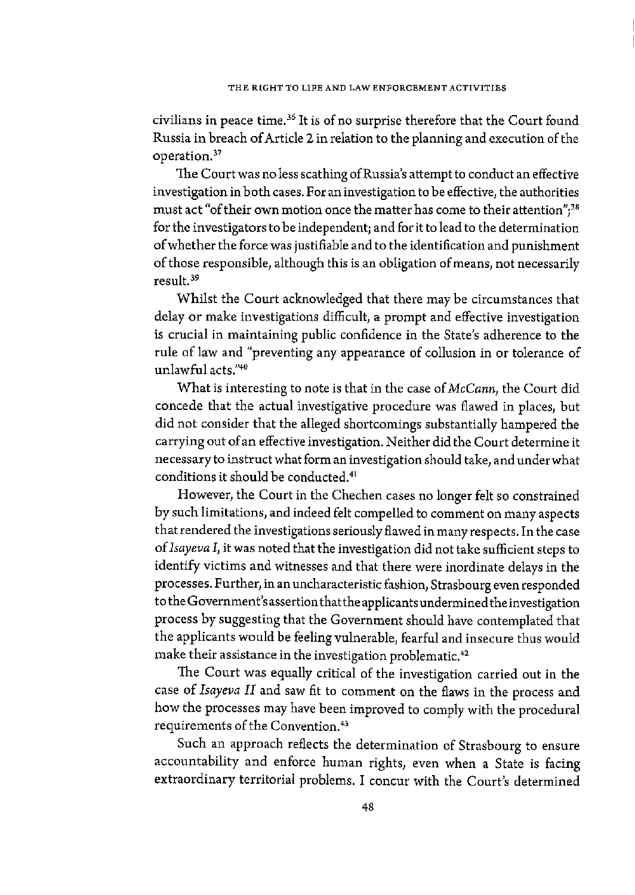civilians in peace time.[36] It is of no surprise therefore that the Court found Russia in breach of Article 2 in relation to the planning and execution of the operation.[37]

The Court was no less scathing of Russia's attempt to conduct an effective investigation in both cases. For an investigation to be effective, the authorities must act "of their own motion once the matter has come to their attention";[38] for the investigators to be independent; and for it to lead to the determination of whether the force was justifiable and to the identification and punishment of those responsible, although this is an obligation of means, not necessarily result.[39]

Whilst the Court acknowledged that there may be circumstances that delay or make investigations difficult, a prompt and effective investigation is crucial in maintaining public confidence in the State's adherence to the rule of law and "preventing any appearance of collusion in or tolerance of unlawful acts."[40]

What is interesting to note is that in the case of *McCann*, the Court did concede that the actual investigative procedure was flawed in places, but did not consider that the alleged shortcomings substantially hampered the carrying out of an effective investigation. Neither did the Court determine it necessary to instruct what form an investigation should take, and under what conditions it should be conducted.[41]

However, the Court in the Chechen cases no longer felt so constrained by such limitations, and indeed felt compelled to comment on many aspects that rendered the investigations seriously flawed in many respects. In the case of *Isayeva I*, it was noted that the investigation did not take sufficient steps to identify victims and witnesses and that there were inordinate delays in the processes. Further, in an uncharacteristic fashion, Strasbourg even responded to the Government's assertion that the applicants undermined the investigation process by suggesting that the Government should have contemplated that the applicants would be feeling vulnerable, fearful and insecure thus would make their assistance in the investigation problematic.[42]

The Court was equally critical of the investigation carried out in the case of *Isayeva II* and saw fit to comment on the flaws in the process and how the processes may have been improved to comply with the procedural requirements of the Convention.[43]

Such an approach reflects the determination of Strasbourg to ensure accountability and enforce human rights, even when a State is facing extraordinary territorial problems. I concur with the Court's determined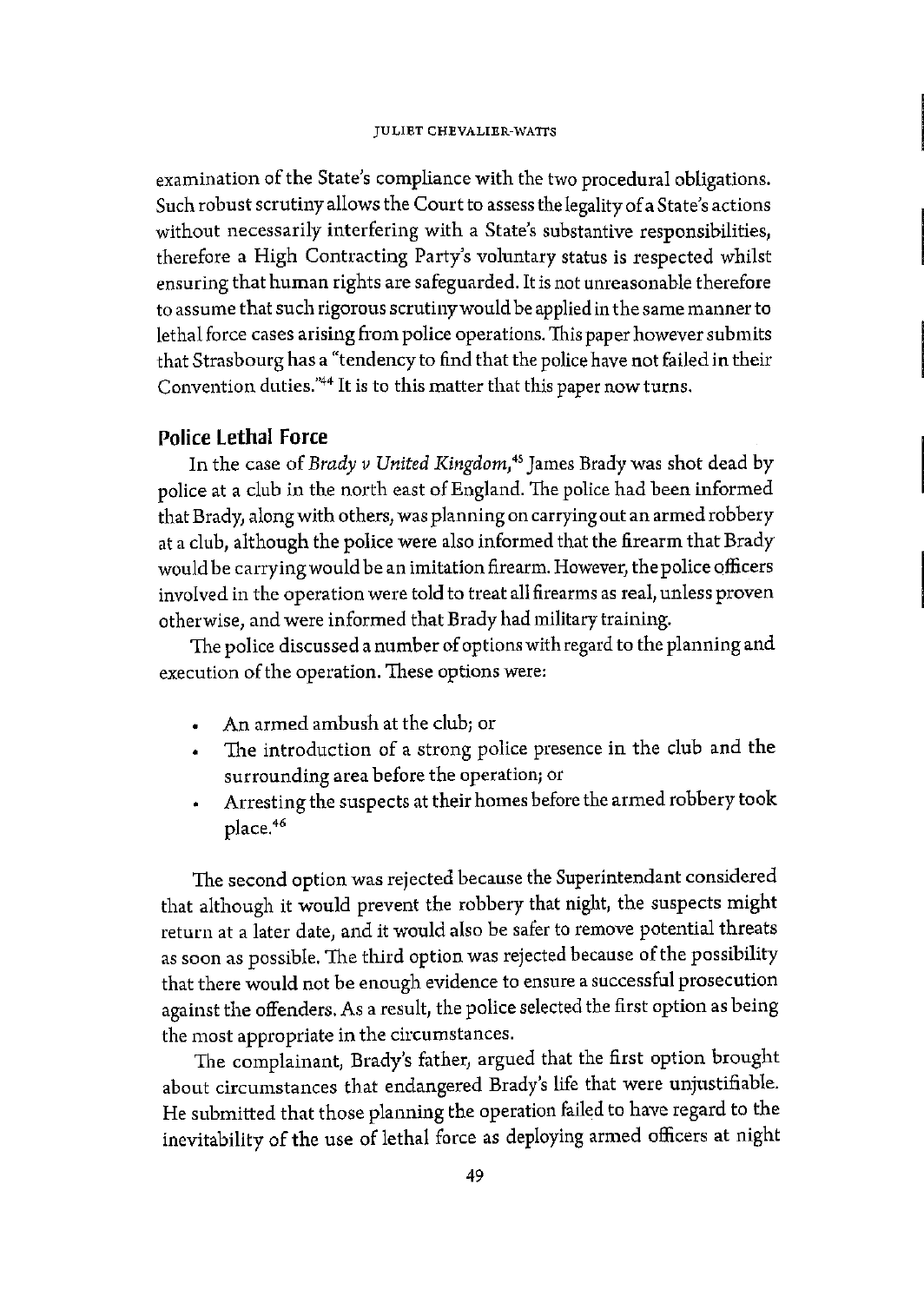examination of the State's compliance with the two procedural obligations. Such robust scrutiny allows the Court to assess the legality of a State's actions without necessarily interfering with a State's substantive responsibilities, therefore a High Contracting Party's voluntary status is respected whilst ensuring that human rights are safeguarded. It is not unreasonable therefore to assume that such rigorous scrutiny would be applied in the same manner to lethal force cases arising from police operations. This paper however submits that Strasbourg has a "tendency to find that the police have not failed in their Convention duties."[44] It is to this matter that this paper now turns.

## Police Lethal Force

In the case of *Brady v United Kingdom*,[45] James Brady was shot dead by police at a club in the north east of England. The police had been informed that Brady, along with others, was planning on carrying out an armed robbery at a club, although the police were also informed that the firearm that Brady would be carrying would be an imitation firearm. However, the police officers involved in the operation were told to treat all firearms as real, unless proven otherwise, and were informed that Brady had military training.

The police discussed a number of options with regard to the planning and execution of the operation. These options were:

- An armed ambush at the club; or
- The introduction of a strong police presence in the club and the surrounding area before the operation; or
- Arresting the suspects at their homes before the armed robbery took place.[46]

The second option was rejected because the Superintendant considered that although it would prevent the robbery that night, the suspects might return at a later date, and it would also be safer to remove potential threats as soon as possible. The third option was rejected because of the possibility that there would not be enough evidence to ensure a successful prosecution against the offenders. As a result, the police selected the first option as being the most appropriate in the circumstances.

The complainant, Brady's father, argued that the first option brought about circumstances that endangered Brady's life that were unjustifiable. He submitted that those planning the operation failed to have regard to the inevitability of the use of lethal force as deploying armed officers at night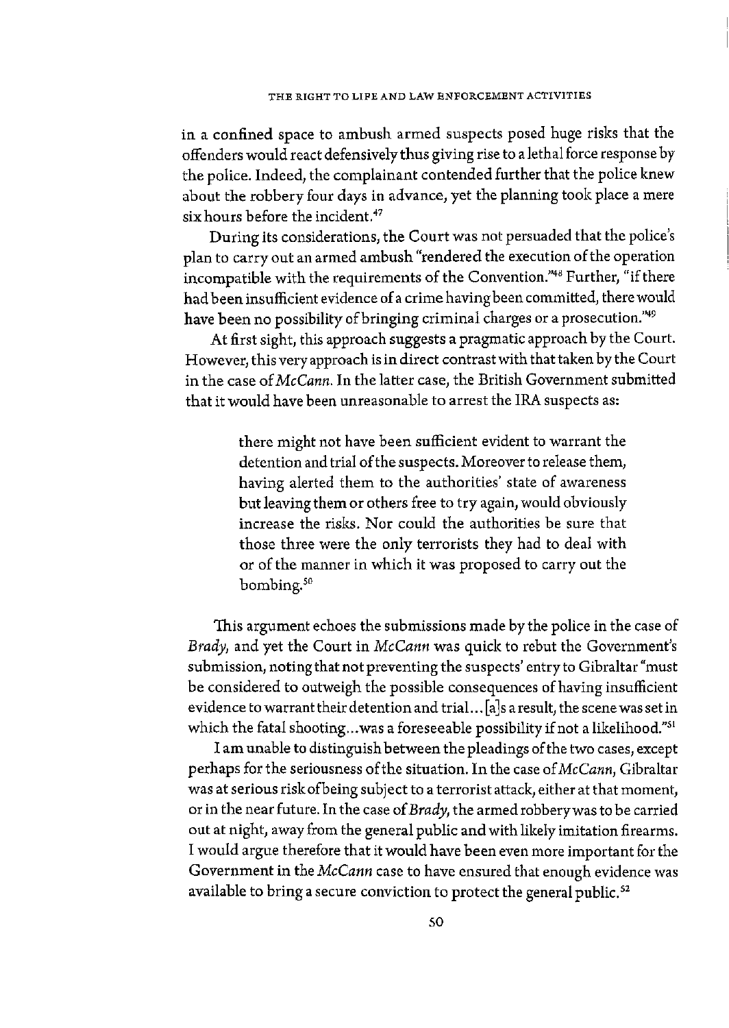in a confined space to ambush armed suspects posed huge risks that the offenders would react defensively thus giving rise to a lethal force response by the police. Indeed, the complainant contended further that the police knew about the robbery four days in advance, yet the planning took place a mere six hours before the incident.[47]

During its considerations, the Court was not persuaded that the police's plan to carry out an armed ambush "rendered the execution of the operation incompatible with the requirements of the Convention."[48] Further, "if there had been insufficient evidence of a crime having been committed, there would have been no possibility of bringing criminal charges or a prosecution."[49]

At first sight, this approach suggests a pragmatic approach by the Court. However, this very approach is in direct contrast with that taken by the Court in the case of *McCann*. In the latter case, the British Government submitted that it would have been unreasonable to arrest the IRA suspects as:

> there might not have been sufficient evident to warrant the detention and trial of the suspects. Moreover to release them, having alerted them to the authorities' state of awareness but leaving them or others free to try again, would obviously increase the risks. Nor could the authorities be sure that those three were the only terrorists they had to deal with or of the manner in which it was proposed to carry out the bombing.[50]

This argument echoes the submissions made by the police in the case of *Brady*, and yet the Court in *McCann* was quick to rebut the Government's submission, noting that not preventing the suspects' entry to Gibraltar "must be considered to outweigh the possible consequences of having insufficient evidence to warrant their detention and trial... [a]s a result, the scene was set in which the fatal shooting...was a foreseeable possibility if not a likelihood."[51]

I am unable to distinguish between the pleadings of the two cases, except perhaps for the seriousness of the situation. In the case of *McCann*, Gibraltar was at serious risk of being subject to a terrorist attack, either at that moment, or in the near future. In the case of *Brady*, the armed robbery was to be carried out at night, away from the general public and with likely imitation firearms. I would argue therefore that it would have been even more important for the Government in the *McCann* case to have ensured that enough evidence was available to bring a secure conviction to protect the general public.[52]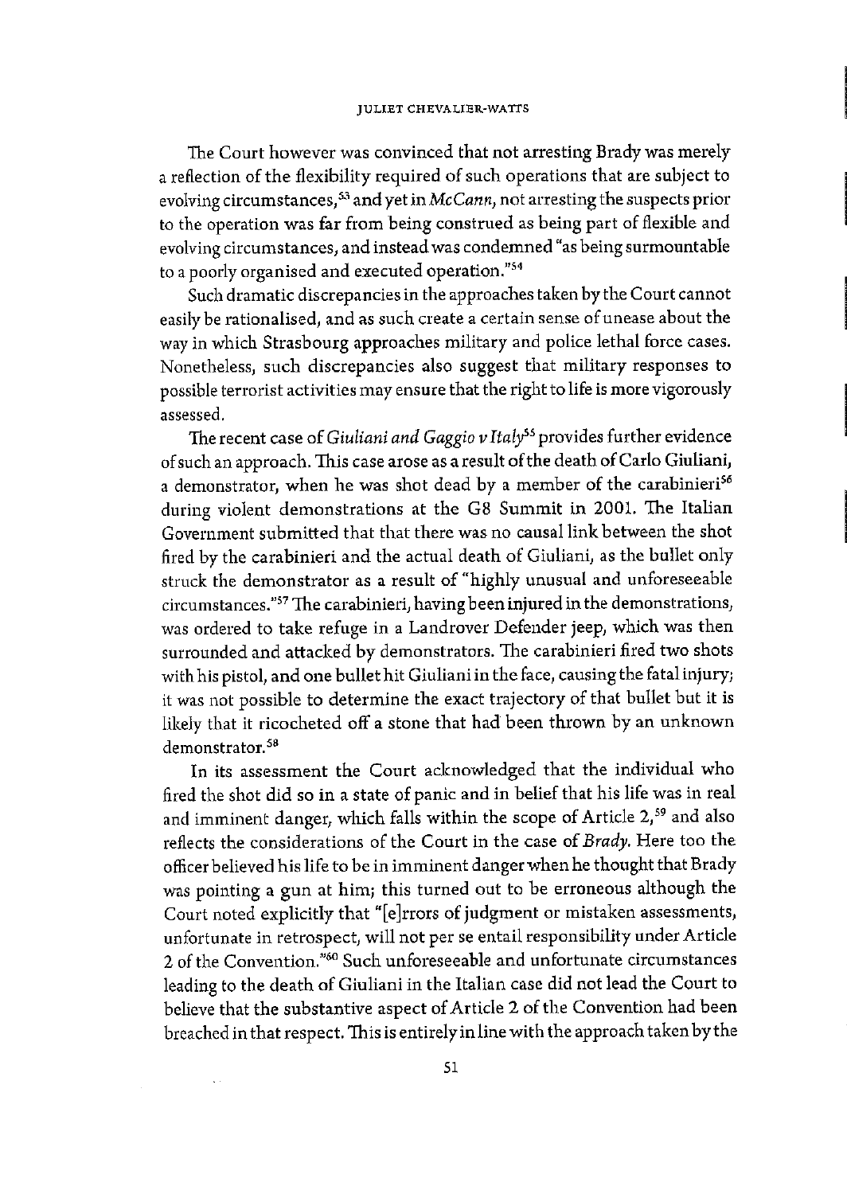The Court however was convinced that not arresting Brady was merely a reflection of the flexibility required of such operations that are subject to evolving circumstances,[53] and yet in *McCann*, not arresting the suspects prior to the operation was far from being construed as being part of flexible and evolving circumstances, and instead was condemned "as being surmountable to a poorly organised and executed operation."[54]

Such dramatic discrepancies in the approaches taken by the Court cannot easily be rationalised, and as such create a certain sense of unease about the way in which Strasbourg approaches military and police lethal force cases. Nonetheless, such discrepancies also suggest that military responses to possible terrorist activities may ensure that the right to life is more vigorously assessed.

The recent case of *Giuliani and Gaggio v Italy*[55] provides further evidence of such an approach. This case arose as a result of the death of Carlo Giuliani, a demonstrator, when he was shot dead by a member of the carabinieri[56] during violent demonstrations at the G8 Summit in 2001. The Italian Government submitted that that there was no causal link between the shot fired by the carabinieri and the actual death of Giuliani, as the bullet only struck the demonstrator as a result of "highly unusual and unforeseeable circumstances."[57] The carabinieri, having been injured in the demonstrations, was ordered to take refuge in a Landrover Defender jeep, which was then surrounded and attacked by demonstrators. The carabinieri fired two shots with his pistol, and one bullet hit Giuliani in the face, causing the fatal injury; it was not possible to determine the exact trajectory of that bullet but it is likely that it ricocheted off a stone that had been thrown by an unknown demonstrator.[58]

In its assessment the Court acknowledged that the individual who fired the shot did so in a state of panic and in belief that his life was in real and imminent danger, which falls within the scope of Article 2,[59] and also reflects the considerations of the Court in the case of *Brady*. Here too the officer believed his life to be in imminent danger when he thought that Brady was pointing a gun at him; this turned out to be erroneous although the Court noted explicitly that "[e]rrors of judgment or mistaken assessments, unfortunate in retrospect, will not per se entail responsibility under Article 2 of the Convention."[60] Such unforeseeable and unfortunate circumstances leading to the death of Giuliani in the Italian case did not lead the Court to believe that the substantive aspect of Article 2 of the Convention had been breached in that respect. This is entirely in line with the approach taken by the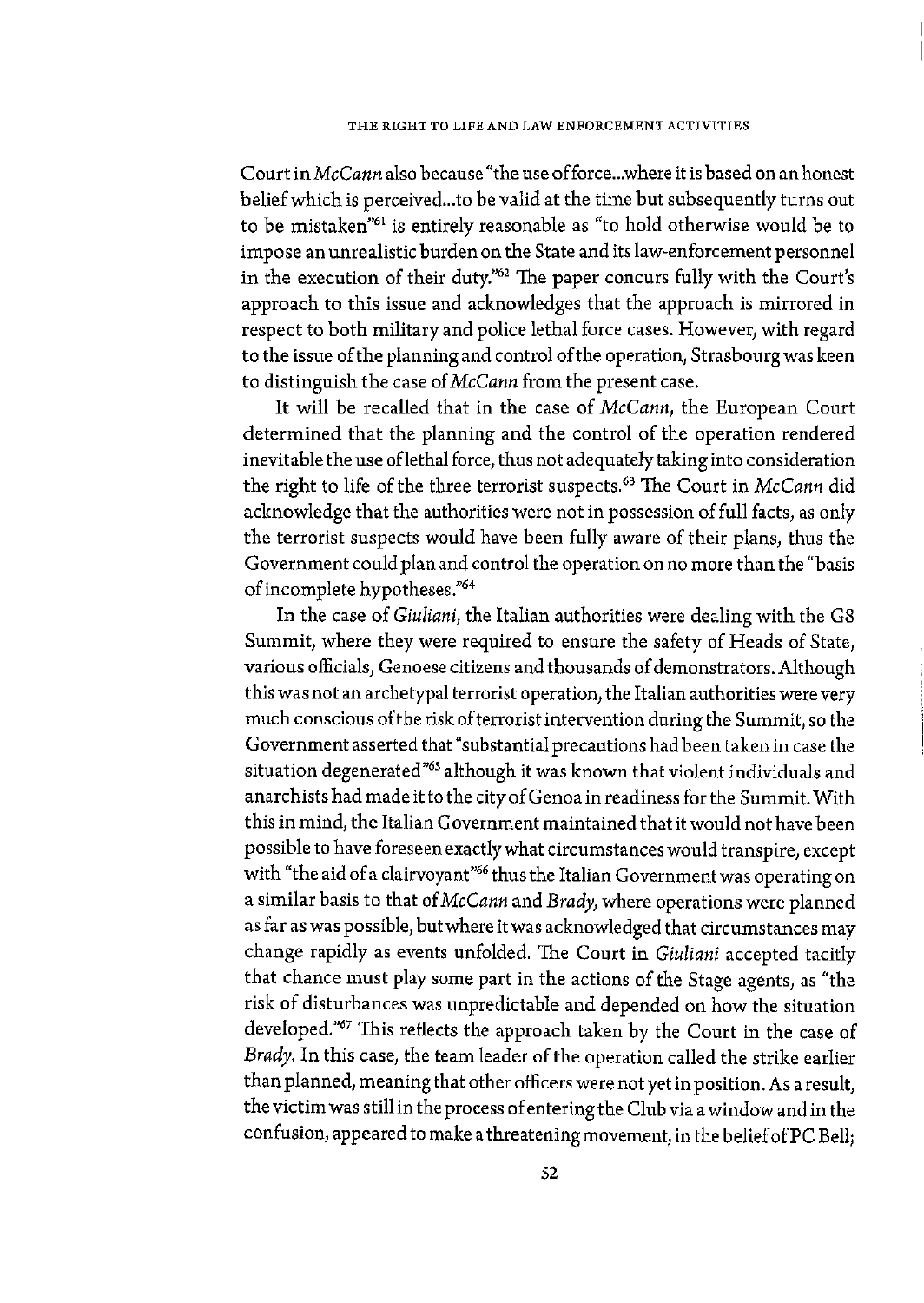Court in *McCann* also because "the use of force...where it is based on an honest belief which is perceived...to be valid at the time but subsequently turns out to be mistaken"[61] is entirely reasonable as "to hold otherwise would be to impose an unrealistic burden on the State and its law-enforcement personnel in the execution of their duty."[62] The paper concurs fully with the Court's approach to this issue and acknowledges that the approach is mirrored in respect to both military and police lethal force cases. However, with regard to the issue of the planning and control of the operation, Strasbourg was keen to distinguish the case of *McCann* from the present case.

It will be recalled that in the case of *McCann*, the European Court determined that the planning and the control of the operation rendered inevitable the use of lethal force, thus not adequately taking into consideration the right to life of the three terrorist suspects.[63] The Court in *McCann* did acknowledge that the authorities were not in possession of full facts, as only the terrorist suspects would have been fully aware of their plans, thus the Government could plan and control the operation on no more than the "basis of incomplete hypotheses."[64]

In the case of *Giuliani*, the Italian authorities were dealing with the G8 Summit, where they were required to ensure the safety of Heads of State, various officials, Genoese citizens and thousands of demonstrators. Although this was not an archetypal terrorist operation, the Italian authorities were very much conscious of the risk of terrorist intervention during the Summit, so the Government asserted that "substantial precautions had been taken in case the situation degenerated"[65] although it was known that violent individuals and anarchists had made it to the city of Genoa in readiness for the Summit. With this in mind, the Italian Government maintained that it would not have been possible to have foreseen exactly what circumstances would transpire, except with "the aid of a clairvoyant"[66] thus the Italian Government was operating on a similar basis to that of *McCann* and *Brady*, where operations were planned as far as was possible, but where it was acknowledged that circumstances may change rapidly as events unfolded. The Court in *Giuliani* accepted tacitly that chance must play some part in the actions of the Stage agents, as "the risk of disturbances was unpredictable and depended on how the situation developed."[67] This reflects the approach taken by the Court in the case of *Brady*. In this case, the team leader of the operation called the strike earlier than planned, meaning that other officers were not yet in position. As a result, the victim was still in the process of entering the Club via a window and in the confusion, appeared to make a threatening movement, in the belief of PC Bell;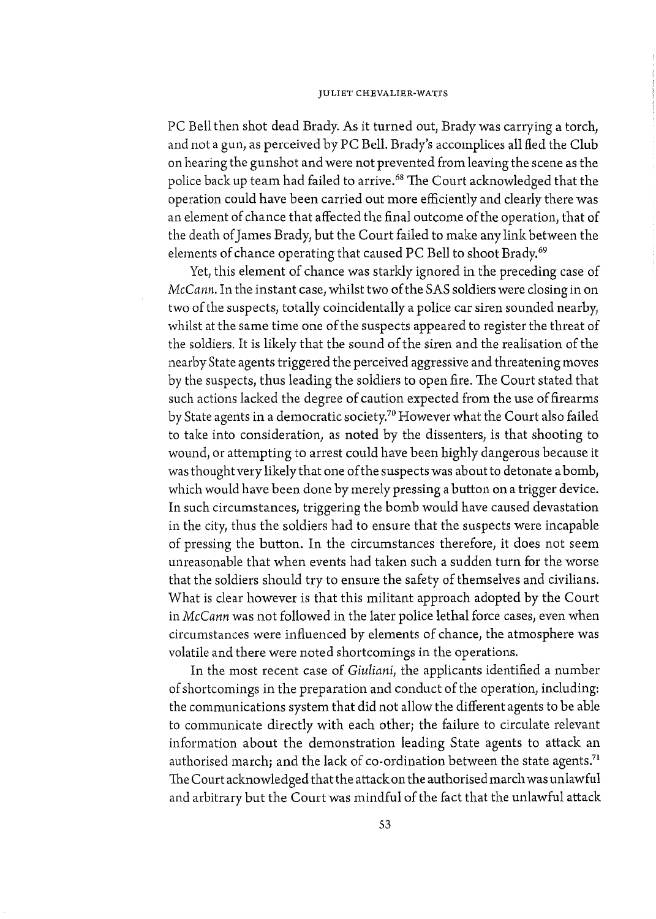PC Bell then shot dead Brady. As it turned out, Brady was carrying a torch, and not a gun, as perceived by PC Bell. Brady's accomplices all fled the Club on hearing the gunshot and were not prevented from leaving the scene as the police back up team had failed to arrive.[68] The Court acknowledged that the operation could have been carried out more efficiently and clearly there was an element of chance that affected the final outcome of the operation, that of the death of James Brady, but the Court failed to make any link between the elements of chance operating that caused PC Bell to shoot Brady.[69]

Yet, this element of chance was starkly ignored in the preceding case of *McCann*. In the instant case, whilst two of the SAS soldiers were closing in on two of the suspects, totally coincidentally a police car siren sounded nearby, whilst at the same time one of the suspects appeared to register the threat of the soldiers. It is likely that the sound of the siren and the realisation of the nearby State agents triggered the perceived aggressive and threatening moves by the suspects, thus leading the soldiers to open fire. The Court stated that such actions lacked the degree of caution expected from the use of firearms by State agents in a democratic society.[70] However what the Court also failed to take into consideration, as noted by the dissenters, is that shooting to wound, or attempting to arrest could have been highly dangerous because it was thought very likely that one of the suspects was about to detonate a bomb, which would have been done by merely pressing a button on a trigger device. In such circumstances, triggering the bomb would have caused devastation in the city, thus the soldiers had to ensure that the suspects were incapable of pressing the button. In the circumstances therefore, it does not seem unreasonable that when events had taken such a sudden turn for the worse that the soldiers should try to ensure the safety of themselves and civilians. What is clear however is that this militant approach adopted by the Court in *McCann* was not followed in the later police lethal force cases, even when circumstances were influenced by elements of chance, the atmosphere was volatile and there were noted shortcomings in the operations.

In the most recent case of *Giuliani*, the applicants identified a number of shortcomings in the preparation and conduct of the operation, including: the communications system that did not allow the different agents to be able to communicate directly with each other; the failure to circulate relevant information about the demonstration leading State agents to attack an authorised march; and the lack of co-ordination between the state agents.[71] The Court acknowledged that the attack on the authorised march was unlawful and arbitrary but the Court was mindful of the fact that the unlawful attack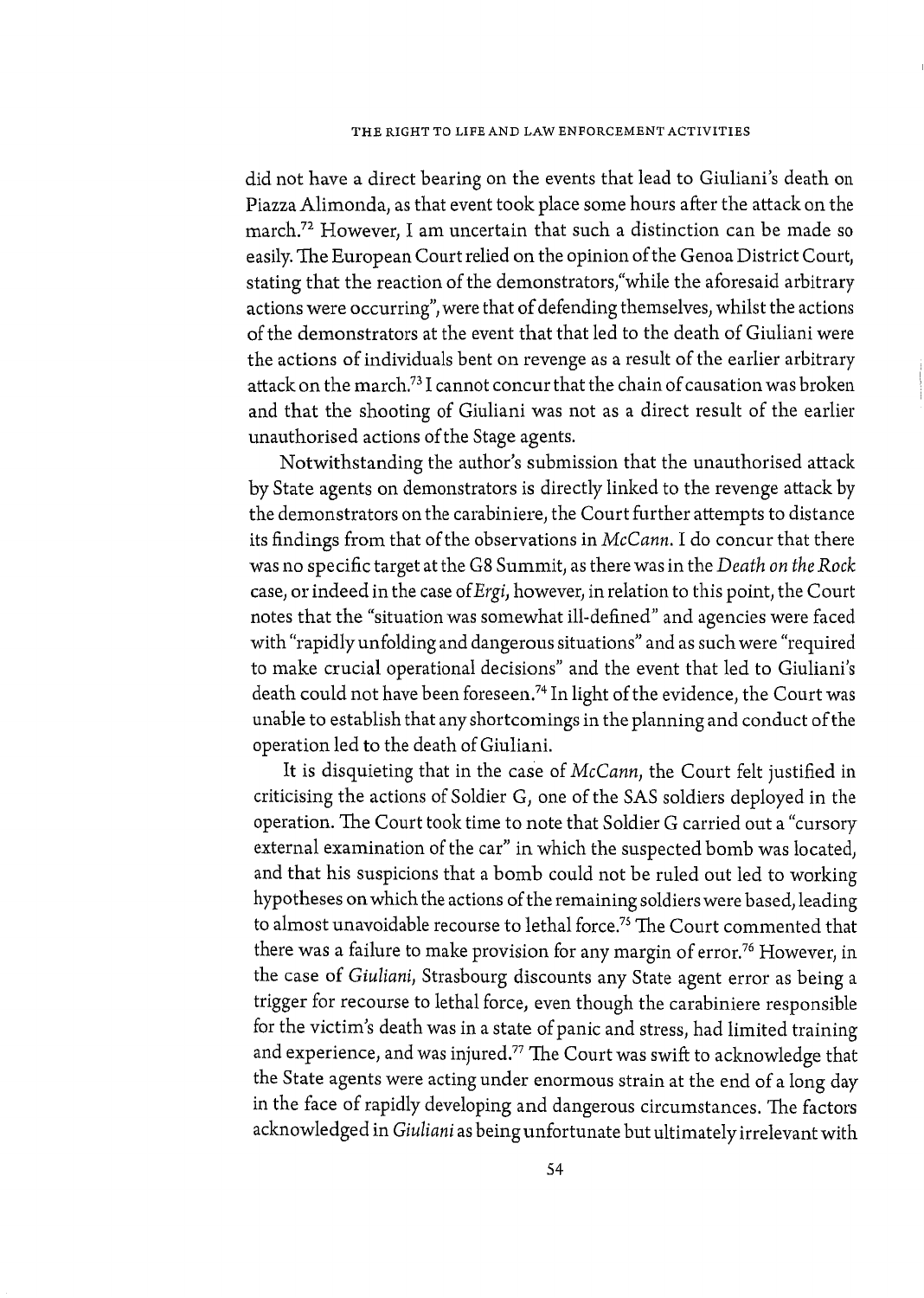did not have a direct bearing on the events that lead to Giuliani's death on Piazza Alimonda, as that event took place some hours after the attack on the march.[72] However, I am uncertain that such a distinction can be made so easily. The European Court relied on the opinion of the Genoa District Court, stating that the reaction of the demonstrators,"while the aforesaid arbitrary actions were occurring", were that of defending themselves, whilst the actions of the demonstrators at the event that that led to the death of Giuliani were the actions of individuals bent on revenge as a result of the earlier arbitrary attack on the march.[73] I cannot concur that the chain of causation was broken and that the shooting of Giuliani was not as a direct result of the earlier unauthorised actions of the Stage agents.

Notwithstanding the author's submission that the unauthorised attack by State agents on demonstrators is directly linked to the revenge attack by the demonstrators on the carabiniere, the Court further attempts to distance its findings from that of the observations in *McCann*. I do concur that there was no specific target at the G8 Summit, as there was in the *Death on the Rock* case, or indeed in the case of *Ergi*, however, in relation to this point, the Court notes that the "situation was somewhat ill-defined" and agencies were faced with "rapidly unfolding and dangerous situations" and as such were "required to make crucial operational decisions" and the event that led to Giuliani's death could not have been foreseen.[74] In light of the evidence, the Court was unable to establish that any shortcomings in the planning and conduct of the operation led to the death of Giuliani.

It is disquieting that in the case of *McCann*, the Court felt justified in criticising the actions of Soldier G, one of the SAS soldiers deployed in the operation. The Court took time to note that Soldier G carried out a "cursory external examination of the car" in which the suspected bomb was located, and that his suspicions that a bomb could not be ruled out led to working hypotheses on which the actions of the remaining soldiers were based, leading to almost unavoidable recourse to lethal force.[75] The Court commented that there was a failure to make provision for any margin of error.[76] However, in the case of *Giuliani*, Strasbourg discounts any State agent error as being a trigger for recourse to lethal force, even though the carabiniere responsible for the victim's death was in a state of panic and stress, had limited training and experience, and was injured.[77] The Court was swift to acknowledge that the State agents were acting under enormous strain at the end of a long day in the face of rapidly developing and dangerous circumstances. The factors acknowledged in *Giuliani* as being unfortunate but ultimately irrelevant with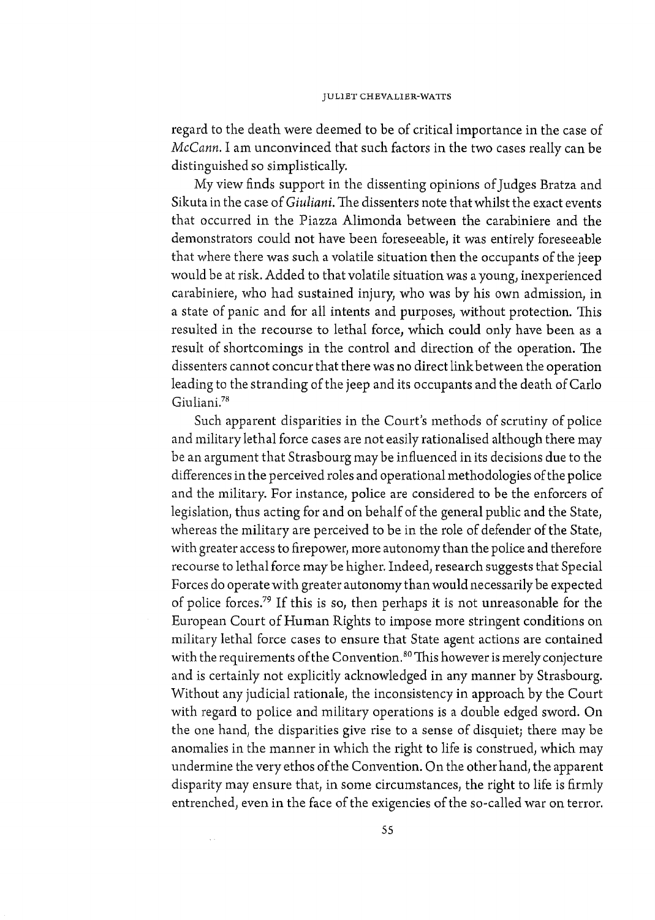regard to the death were deemed to be of critical importance in the case of *McCann*. I am unconvinced that such factors in the two cases really can be distinguished so simplistically.

My view finds support in the dissenting opinions of Judges Bratza and Sikuta in the case of *Giuliani*. The dissenters note that whilst the exact events that occurred in the Piazza Alimonda between the carabiniere and the demonstrators could not have been foreseeable, it was entirely foreseeable that where there was such a volatile situation then the occupants of the jeep would be at risk. Added to that volatile situation was a young, inexperienced carabiniere, who had sustained injury, who was by his own admission, in a state of panic and for all intents and purposes, without protection. This resulted in the recourse to lethal force, which could only have been as a result of shortcomings in the control and direction of the operation. The dissenters cannot concur that there was no direct link between the operation leading to the stranding of the jeep and its occupants and the death of Carlo Giuliani.[78]

Such apparent disparities in the Court's methods of scrutiny of police and military lethal force cases are not easily rationalised although there may be an argument that Strasbourg may be influenced in its decisions due to the differences in the perceived roles and operational methodologies of the police and the military. For instance, police are considered to be the enforcers of legislation, thus acting for and on behalf of the general public and the State, whereas the military are perceived to be in the role of defender of the State, with greater access to firepower, more autonomy than the police and therefore recourse to lethal force may be higher. Indeed, research suggests that Special Forces do operate with greater autonomy than would necessarily be expected of police forces.[79] If this is so, then perhaps it is not unreasonable for the European Court of Human Rights to impose more stringent conditions on military lethal force cases to ensure that State agent actions are contained with the requirements of the Convention.[80] This however is merely conjecture and is certainly not explicitly acknowledged in any manner by Strasbourg. Without any judicial rationale, the inconsistency in approach by the Court with regard to police and military operations is a double edged sword. On the one hand, the disparities give rise to a sense of disquiet; there may be anomalies in the manner in which the right to life is construed, which may undermine the very ethos of the Convention. On the other hand, the apparent disparity may ensure that, in some circumstances, the right to life is firmly entrenched, even in the face of the exigencies of the so-called war on terror.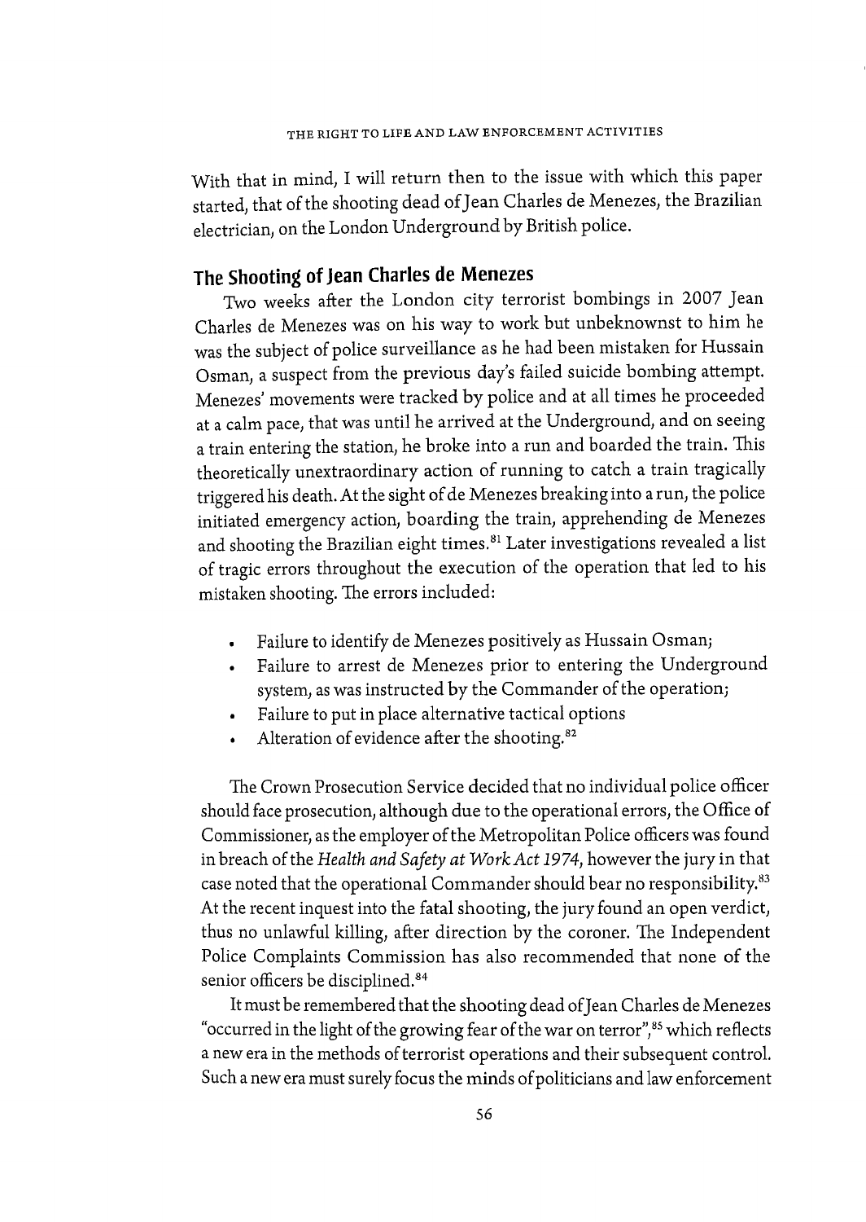With that in mind, I will return then to the issue with which this paper started, that of the shooting dead of Jean Charles de Menezes, the Brazilian electrician, on the London Underground by British police.

## The Shooting of Jean Charles de Menezes

Two weeks after the London city terrorist bombings in 2007 Jean Charles de Menezes was on his way to work but unbeknownst to him he was the subject of police surveillance as he had been mistaken for Hussain Osman, a suspect from the previous day's failed suicide bombing attempt. Menezes' movements were tracked by police and at all times he proceeded at a calm pace, that was until he arrived at the Underground, and on seeing a train entering the station, he broke into a run and boarded the train. This theoretically unextraordinary action of running to catch a train tragically triggered his death. At the sight of de Menezes breaking into a run, the police initiated emergency action, boarding the train, apprehending de Menezes and shooting the Brazilian eight times.[81] Later investigations revealed a list of tragic errors throughout the execution of the operation that led to his mistaken shooting. The errors included:

- Failure to identify de Menezes positively as Hussain Osman;
- Failure to arrest de Menezes prior to entering the Underground system, as was instructed by the Commander of the operation;
- Failure to put in place alternative tactical options
- Alteration of evidence after the shooting.[82]

The Crown Prosecution Service decided that no individual police officer should face prosecution, although due to the operational errors, the Office of Commissioner, as the employer of the Metropolitan Police officers was found in breach of the *Health and Safety at Work Act 1974*, however the jury in that case noted that the operational Commander should bear no responsibility.[83] At the recent inquest into the fatal shooting, the jury found an open verdict, thus no unlawful killing, after direction by the coroner. The Independent Police Complaints Commission has also recommended that none of the senior officers be disciplined.[84]

It must be remembered that the shooting dead of Jean Charles de Menezes "occurred in the light of the growing fear of the war on terror",[85] which reflects a new era in the methods of terrorist operations and their subsequent control. Such a new era must surely focus the minds of politicians and law enforcement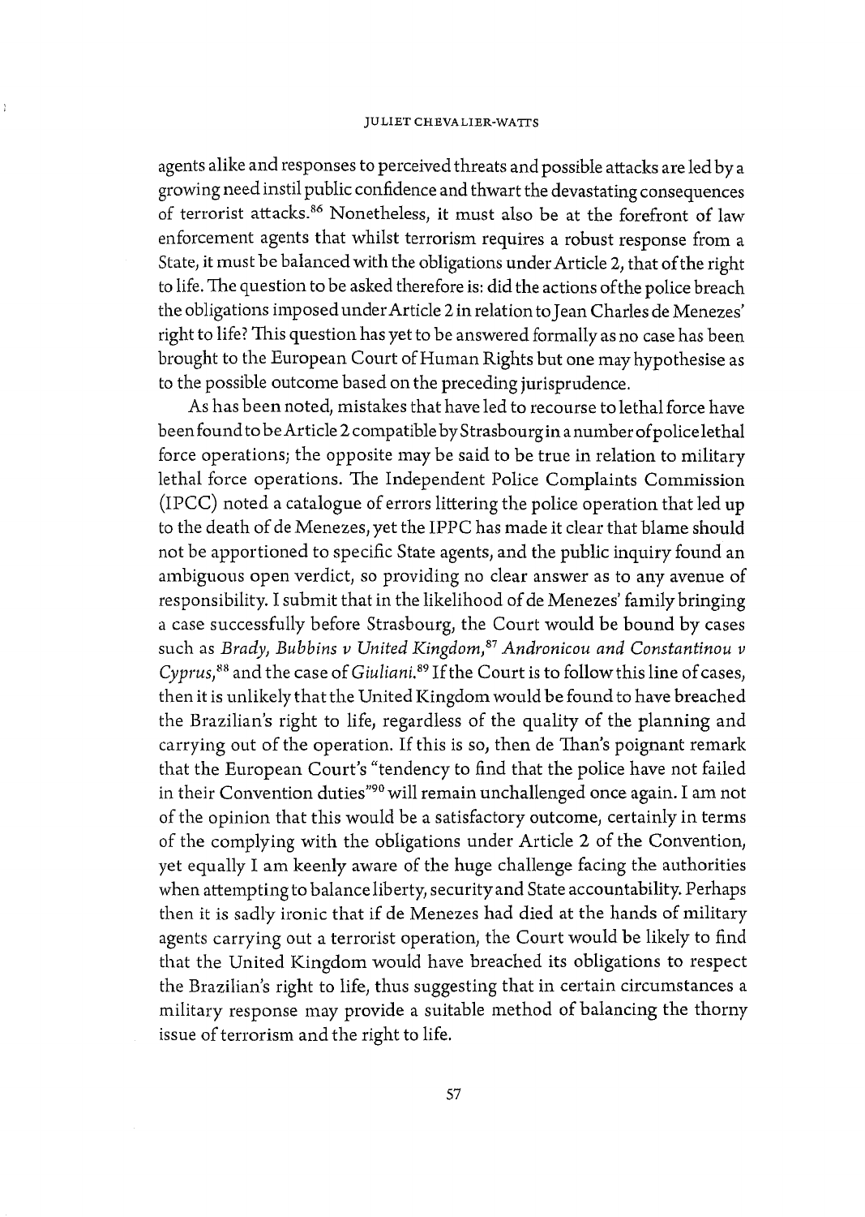agents alike and responses to perceived threats and possible attacks are led by a growing need instil public confidence and thwart the devastating consequences of terrorist attacks.[86] Nonetheless, it must also be at the forefront of law enforcement agents that whilst terrorism requires a robust response from a State, it must be balanced with the obligations under Article 2, that of the right to life. The question to be asked therefore is: did the actions of the police breach the obligations imposed under Article 2 in relation to Jean Charles de Menezes' right to life? This question has yet to be answered formally as no case has been brought to the European Court of Human Rights but one may hypothesise as to the possible outcome based on the preceding jurisprudence.

As has been noted, mistakes that have led to recourse to lethal force have been found to be Article 2 compatible by Strasbourg in a number of police lethal force operations; the opposite may be said to be true in relation to military lethal force operations. The Independent Police Complaints Commission (IPCC) noted a catalogue of errors littering the police operation that led up to the death of de Menezes, yet the IPPC has made it clear that blame should not be apportioned to specific State agents, and the public inquiry found an ambiguous open verdict, so providing no clear answer as to any avenue of responsibility. I submit that in the likelihood of de Menezes' family bringing a case successfully before Strasbourg, the Court would be bound by cases such as *Brady, Bubbins v United Kingdom*,[87] *Andronicou and Constantinou v Cyprus*,[88] and the case of *Giuliani*.[89] If the Court is to follow this line of cases, then it is unlikely that the United Kingdom would be found to have breached the Brazilian's right to life, regardless of the quality of the planning and carrying out of the operation. If this is so, then de Than's poignant remark that the European Court's "tendency to find that the police have not failed in their Convention duties"[90] will remain unchallenged once again. I am not of the opinion that this would be a satisfactory outcome, certainly in terms of the complying with the obligations under Article 2 of the Convention, yet equally I am keenly aware of the huge challenge facing the authorities when attempting to balance liberty, security and State accountability. Perhaps then it is sadly ironic that if de Menezes had died at the hands of military agents carrying out a terrorist operation, the Court would be likely to find that the United Kingdom would have breached its obligations to respect the Brazilian's right to life, thus suggesting that in certain circumstances a military response may provide a suitable method of balancing the thorny issue of terrorism and the right to life.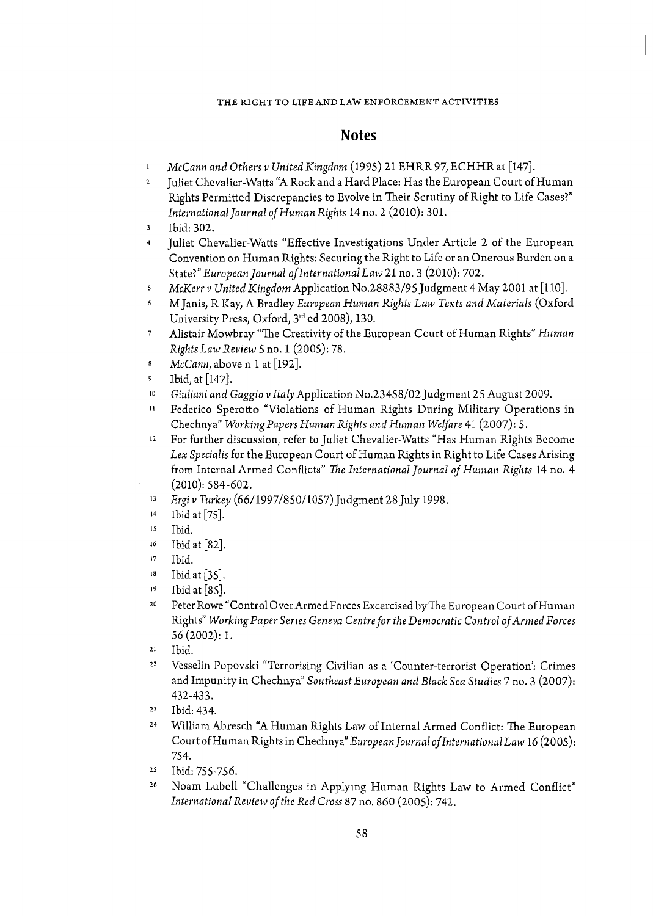## Notes

1. *McCann and Others v United Kingdom* (1995) 21 EHRR 97, ECHHR at [147].
2. Juliet Chevalier-Watts "A Rock and a Hard Place: Has the European Court of Human Rights Permitted Discrepancies to Evolve in Their Scrutiny of Right to Life Cases?" *International Journal of Human Rights* 14 no. 2 (2010): 301.
3. Ibid: 302.
4. Juliet Chevalier-Watts "Effective Investigations Under Article 2 of the European Convention on Human Rights: Securing the Right to Life or an Onerous Burden on a State?" *European Journal of International Law* 21 no. 3 (2010): 702.
5. *McKerr v United Kingdom* Application No.28883/95 Judgment 4 May 2001 at [110].
6. M Janis, R Kay, A Bradley *European Human Rights Law Texts and Materials* (Oxford University Press, Oxford, 3rd ed 2008), 130.
7. Alistair Mowbray "The Creativity of the European Court of Human Rights" *Human Rights Law Review* 5 no. 1 (2005): 78.
8. *McCann*, above n 1 at [192].
9. Ibid, at [147].
10. *Giuliani and Gaggio v Italy* Application No.23458/02 Judgment 25 August 2009.
11. Federico Sperotto "Violations of Human Rights During Military Operations in Chechnya" *Working Papers Human Rights and Human Welfare* 41 (2007): 5.
12. For further discussion, refer to Juliet Chevalier-Watts "Has Human Rights Become *Lex Specialis* for the European Court of Human Rights in Right to Life Cases Arising from Internal Armed Conflicts" *The International Journal of Human Rights* 14 no. 4 (2010): 584-602.
13. *Ergi v Turkey* (66/1997/850/1057) Judgment 28 July 1998.
14. Ibid at [75].
15. Ibid.
16. Ibid at [82].
17. Ibid.
18. Ibid at [35].
19. Ibid at [85].
20. Peter Rowe "Control Over Armed Forces Excercised by The European Court of Human Rights" *Working Paper Series Geneva Centre for the Democratic Control of Armed Forces* 56 (2002): 1.
21. Ibid.
22. Vesselin Popovski "Terrorising Civilian as a 'Counter-terrorist Operation': Crimes and Impunity in Chechnya" *Southeast European and Black Sea Studies* 7 no. 3 (2007): 432-433.
23. Ibid: 434.
24. William Abresch "A Human Rights Law of Internal Armed Conflict: The European Court of Human Rights in Chechnya" *European Journal of International Law* 16 (2005): 754.
25. Ibid: 755-756.
26. Noam Lubell "Challenges in Applying Human Rights Law to Armed Conflict" *International Review of the Red Cross* 87 no. 860 (2005): 742.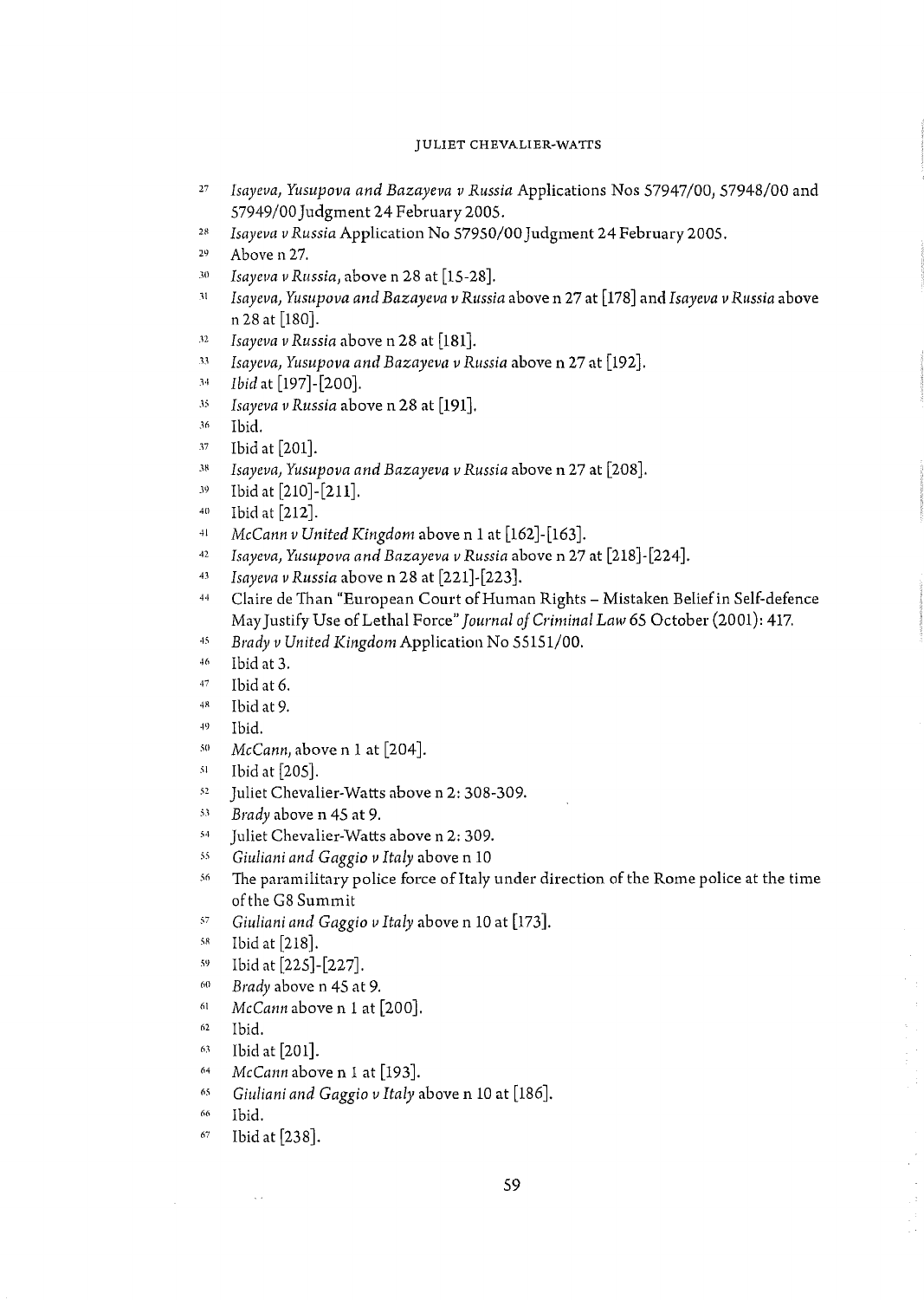27 *Isayeva, Yusupova and Bazayeva v Russia* Applications Nos 57947/00, 57948/00 and 57949/00 Judgment 24 February 2005.

28 *Isayeva v Russia* Application No 57950/00 Judgment 24 February 2005.

29 Above n 27.

30 *Isayeva v Russia*, above n 28 at [15-28].

31 *Isayeva, Yusupova and Bazayeva v Russia* above n 27 at [178] and *Isayeva v Russia* above n 28 at [180].

32 *Isayeva v Russia* above n 28 at [181].

33 *Isayeva, Yusupova and Bazayeva v Russia* above n 27 at [192].

34 *Ibid* at [197]-[200].

35 *Isayeva v Russia* above n 28 at [191].

36 Ibid.

37 Ibid at [201].

38 *Isayeva, Yusupova and Bazayeva v Russia* above n 27 at [208].

39 Ibid at [210]-[211].

40 Ibid at [212].

41 *McCann v United Kingdom* above n 1 at [162]-[163].

42 *Isayeva, Yusupova and Bazayeva v Russia* above n 27 at [218]-[224].

43 *Isayeva v Russia* above n 28 at [221]-[223].

44 Claire de Than "European Court of Human Rights – Mistaken Belief in Self-defence May Justify Use of Lethal Force" *Journal of Criminal Law* 65 October (2001): 417.

45 *Brady v United Kingdom* Application No 55151/00.

46 Ibid at 3.

47 Ibid at 6.

48 Ibid at 9.

49 Ibid.

50 *McCann*, above n 1 at [204].

51 Ibid at [205].

52 Juliet Chevalier-Watts above n 2: 308-309.

53 *Brady* above n 45 at 9.

54 Juliet Chevalier-Watts above n 2: 309.

55 *Giuliani and Gaggio v Italy* above n 10

56 The paramilitary police force of Italy under direction of the Rome police at the time of the G8 Summit

57 *Giuliani and Gaggio v Italy* above n 10 at [173].

58 Ibid at [218].

59 Ibid at [225]-[227].

60 *Brady* above n 45 at 9.

61 *McCann* above n 1 at [200].

62 Ibid.

63 Ibid at [201].

64 *McCann* above n 1 at [193].

65 *Giuliani and Gaggio v Italy* above n 10 at [186].

66 Ibid.

67 Ibid at [238].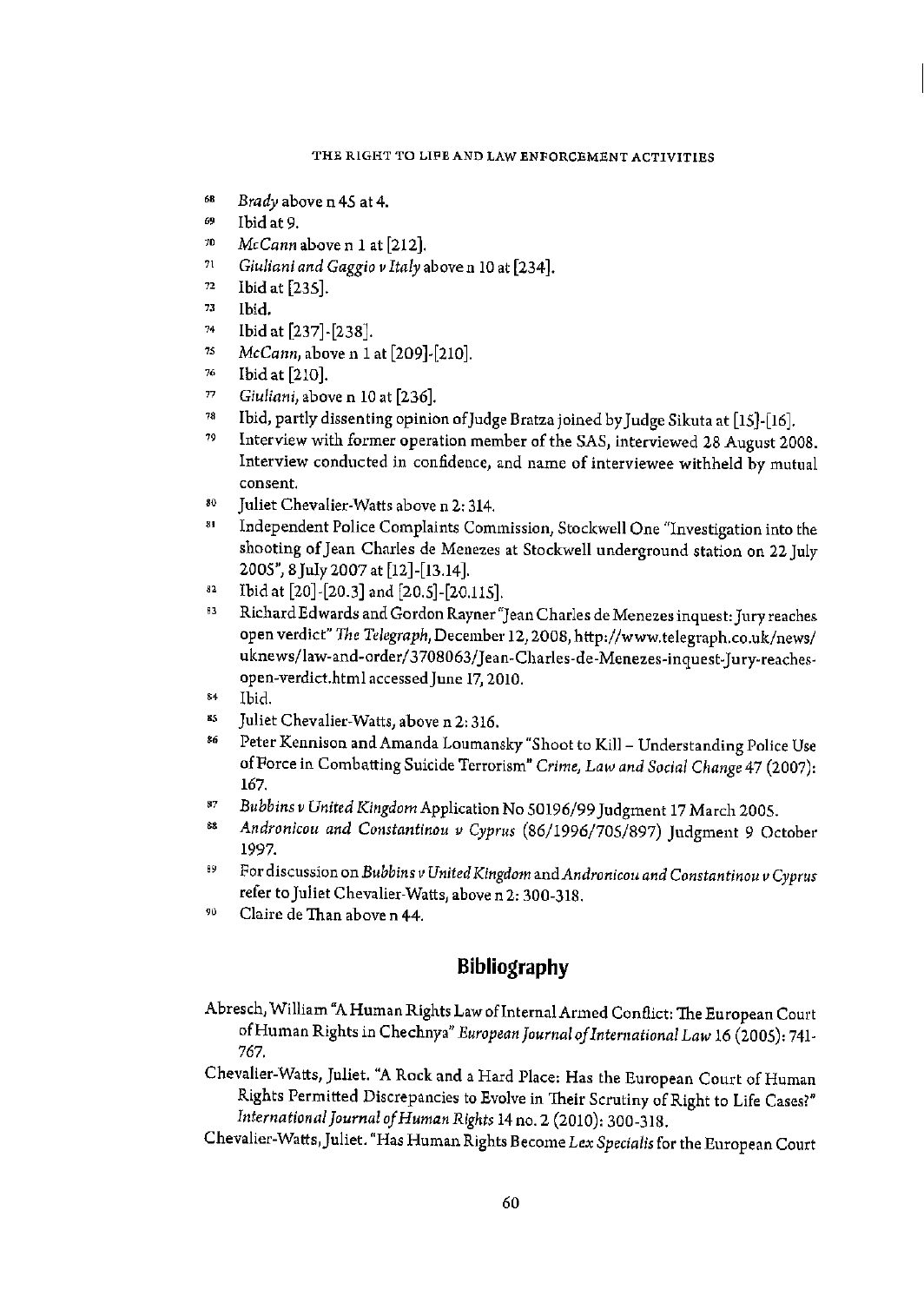68 *Brady* above n 45 at 4.

69 Ibid at 9.

70 *McCann* above n 1 at [212].

71 *Giuliani and Gaggio v Italy* above n 10 at [234].

72 Ibid at [235].

73 Ibid.

74 Ibid at [237]-[238].

75 *McCann*, above n 1 at [209]-[210].

76 Ibid at [210].

77 *Giuliani*, above n 10 at [236].

78 Ibid, partly dissenting opinion of Judge Bratza joined by Judge Sikuta at [15]-[16].

79 Interview with former operation member of the SAS, interviewed 28 August 2008. Interview conducted in confidence, and name of interviewee withheld by mutual consent.

80 Juliet Chevalier-Watts above n 2: 314.

81 Independent Police Complaints Commission, Stockwell One "Investigation into the shooting of Jean Charles de Menezes at Stockwell underground station on 22 July 2005", 8 July 2007 at [12]-[13.14].

82 Ibid at [20]-[20.3] and [20.5]-[20.115].

83 Richard Edwards and Gordon Rayner "Jean Charles de Menezes inquest: Jury reaches open verdict" *The Telegraph*, December 12, 2008, http://www.telegraph.co.uk/news/uknews/law-and-order/3708063/Jean-Charles-de-Menezes-inquest-Jury-reaches-open-verdict.html accessed June 17, 2010.

84 Ibid.

85 Juliet Chevalier-Watts, above n 2: 316.

86 Peter Kennison and Amanda Loumansky "Shoot to Kill – Understanding Police Use of Force in Combatting Suicide Terrorism" *Crime, Law and Social Change* 47 (2007): 167.

87 *Bubbins v United Kingdom* Application No 50196/99 Judgment 17 March 2005.

88 *Andronicou and Constantinou v Cyprus* (86/1996/705/897) Judgment 9 October 1997.

89 For discussion on *Bubbins v United Kingdom* and *Andronicou and Constantinou v Cyprus* refer to Juliet Chevalier-Watts, above n 2: 300-318.

90 Claire de Than above n 44.

## Bibliography

Abresch, William "A Human Rights Law of Internal Armed Conflict: The European Court of Human Rights in Chechnya" *European Journal of International Law* 16 (2005): 741-767.

Chevalier-Watts, Juliet. "A Rock and a Hard Place: Has the European Court of Human Rights Permitted Discrepancies to Evolve in Their Scrutiny of Right to Life Cases?" *International Journal of Human Rights* 14 no. 2 (2010): 300-318.

Chevalier-Watts, Juliet. "Has Human Rights Become *Lex Specialis* for the European Court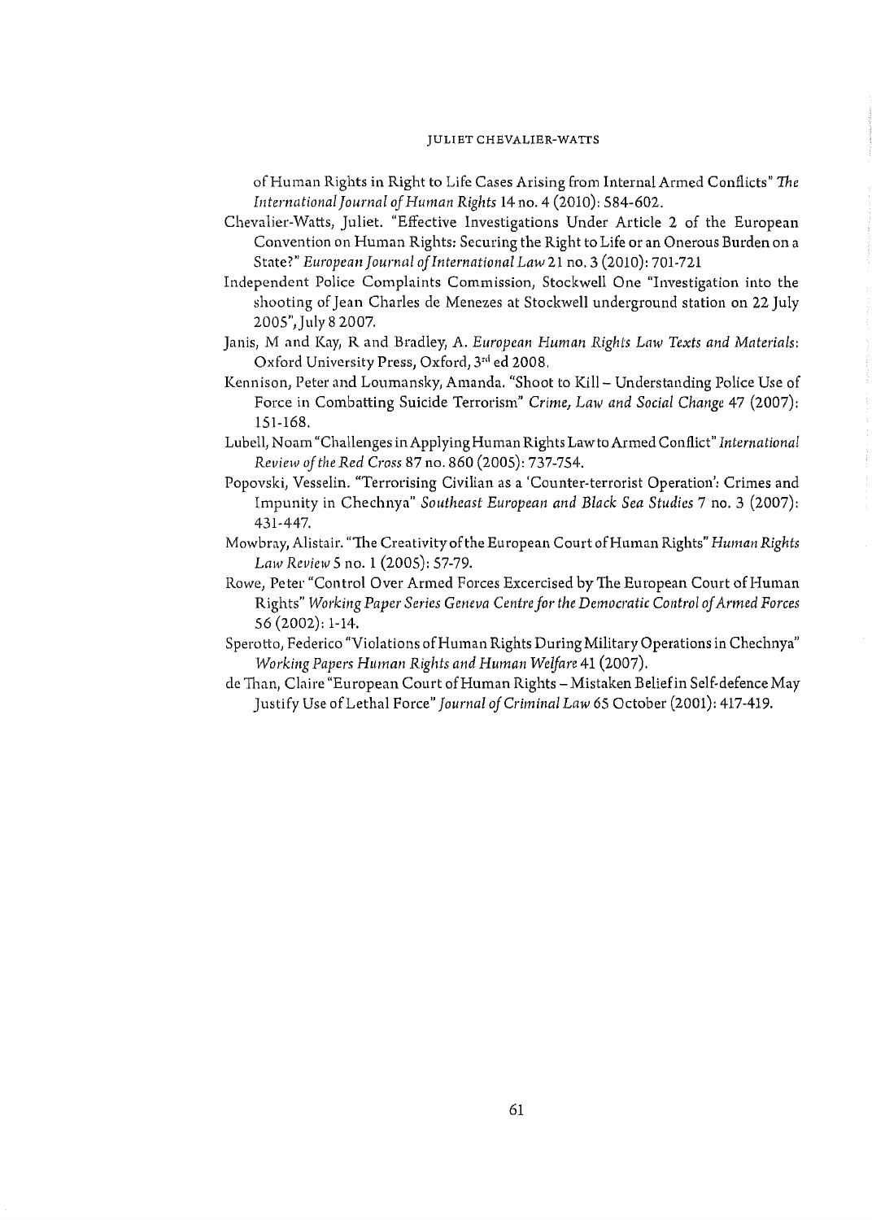of Human Rights in Right to Life Cases Arising from Internal Armed Conflicts" *The International Journal of Human Rights* 14 no. 4 (2010): 584-602.

Chevalier-Watts, Juliet. "Effective Investigations Under Article 2 of the European Convention on Human Rights: Securing the Right to Life or an Onerous Burden on a State?" *European Journal of International Law* 21 no. 3 (2010): 701-721

Independent Police Complaints Commission, Stockwell One "Investigation into the shooting of Jean Charles de Menezes at Stockwell underground station on 22 July 2005", July 8 2007.

Janis, M and Kay, R and Bradley, A. *European Human Rights Law Texts and Materials*: Oxford University Press, Oxford, 3rd ed 2008.

Kennison, Peter and Loumansky, Amanda. "Shoot to Kill – Understanding Police Use of Force in Combatting Suicide Terrorism" *Crime, Law and Social Change* 47 (2007): 151-168.

Lubell, Noam "Challenges in Applying Human Rights Law to Armed Conflict" *International Review of the Red Cross* 87 no. 860 (2005): 737-754.

Popovski, Vesselin. "Terrorising Civilian as a 'Counter-terrorist Operation': Crimes and Impunity in Chechnya" *Southeast European and Black Sea Studies* 7 no. 3 (2007): 431-447.

Mowbray, Alistair. "The Creativity of the European Court of Human Rights" *Human Rights Law Review* 5 no. 1 (2005): 57-79.

Rowe, Peter "Control Over Armed Forces Excercised by The European Court of Human Rights" *Working Paper Series Geneva Centre for the Democratic Control of Armed Forces* 56 (2002): 1-14.

Sperotto, Federico "Violations of Human Rights During Military Operations in Chechnya" *Working Papers Human Rights and Human Welfare* 41 (2007).

de Than, Claire "European Court of Human Rights – Mistaken Belief in Self-defence May Justify Use of Lethal Force" *Journal of Criminal Law* 65 October (2001): 417-419.